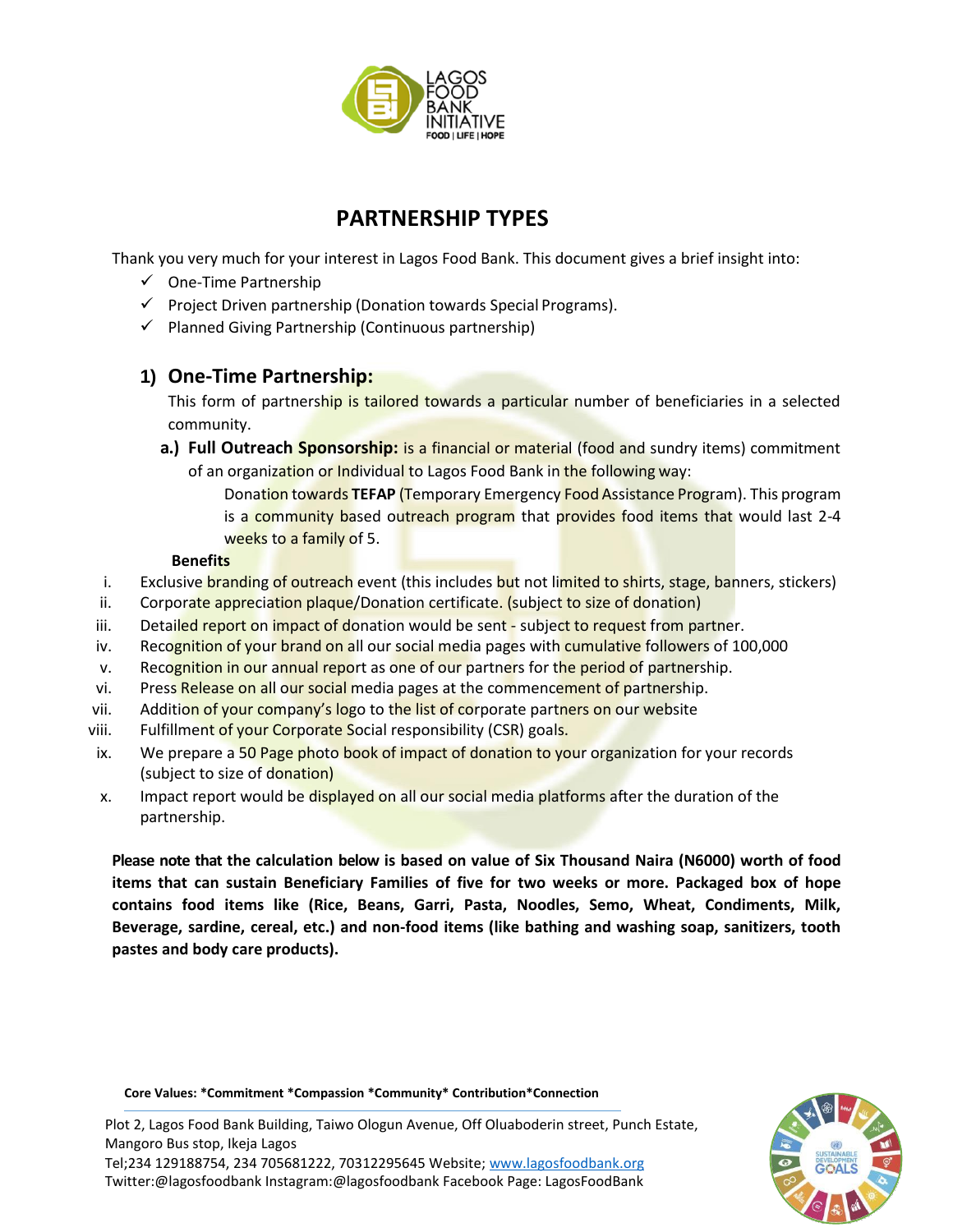# PARTNERSHIP TYPES

Thank you very much for your interest in Lagos Food Bank. This document gives a brief insight into:

- ✓ One-Time Partnership
- ✓ Project Driven partnership (Donation towards Special Programs).
- ✓ Planned Giving Partnership (Continuous partnership)

## 1) One-Time Partnership:

This form of partnership is tailored towards a particular number of beneficiaries in a selected community.

**a.) Full Outreach Sponsorship:** is a financial or material (food and sundry items) commitment of an organization or Individual to Lagos Food Bank in the following way:

Donation towards **TEFAP** (Temporary Emergency Food Assistance Program). This program is a community based outreach program that provides food items that would last 2-4 weeks to a family of 5.

**Benefits**

i. Exclusive branding of outreach event (this includes but not limited to shirts, stage, banners, stickers)
ii. Corporate appreciation plaque/Donation certificate. (subject to size of donation)
iii. Detailed report on impact of donation would be sent - subject to request from partner.
iv. Recognition of your brand on all our social media pages with cumulative followers of 100,000
v. Recognition in our annual report as one of our partners for the period of partnership.
vi. Press Release on all our social media pages at the commencement of partnership.
vii. Addition of your company's logo to the list of corporate partners on our website
viii. Fulfillment of your Corporate Social responsibility (CSR) goals.
ix. We prepare a 50 Page photo book of impact of donation to your organization for your records (subject to size of donation)
x. Impact report would be displayed on all our social media platforms after the duration of the partnership.

**Please note that the calculation below is based on value of Six Thousand Naira (N6000) worth of food items that can sustain Beneficiary Families of five for two weeks or more. Packaged box of hope contains food items like (Rice, Beans, Garri, Pasta, Noodles, Semo, Wheat, Condiments, Milk, Beverage, sardine, cereal, etc.) and non-food items (like bathing and washing soap, sanitizers, tooth pastes and body care products).**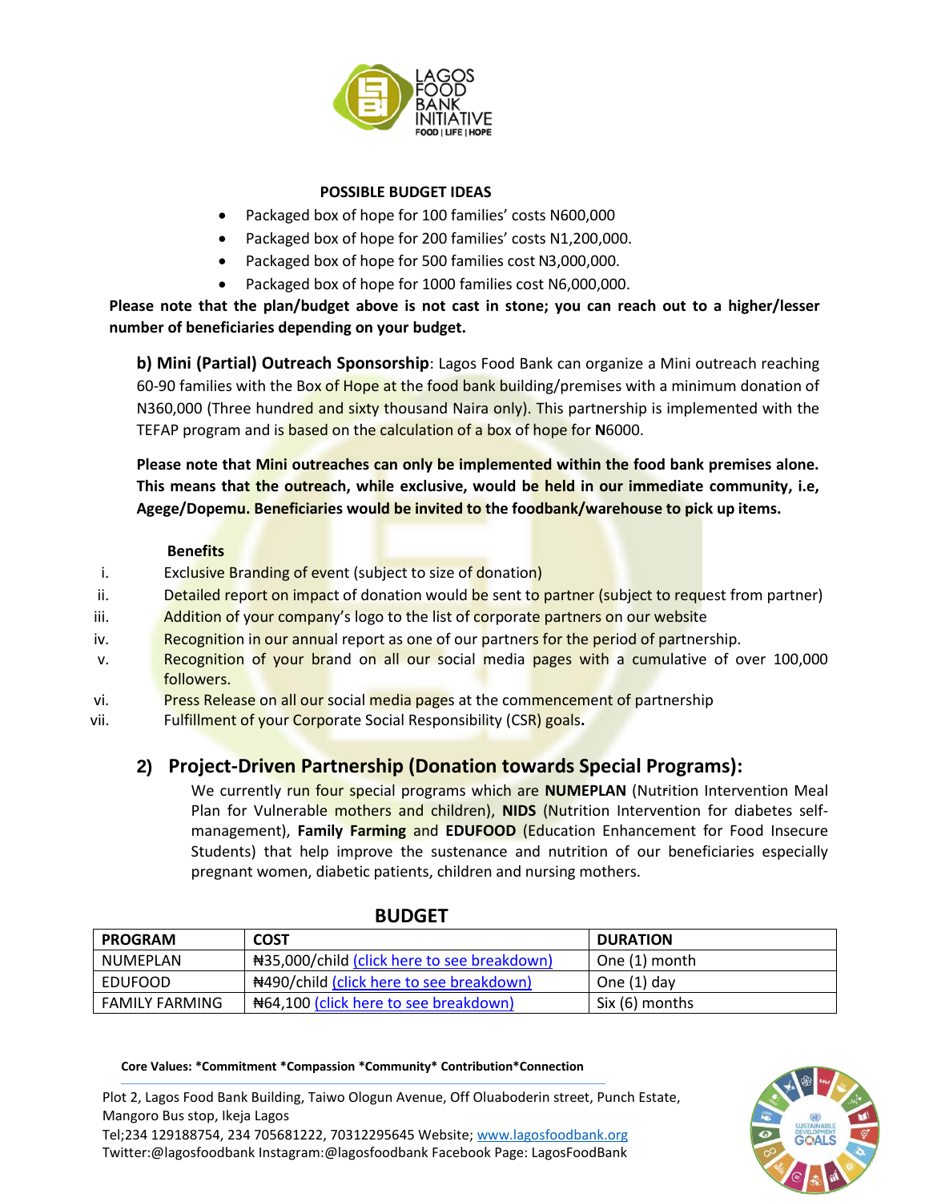#### POSSIBLE BUDGET IDEAS

- Packaged box of hope for 100 families' costs N600,000
- Packaged box of hope for 200 families' costs N1,200,000.
- Packaged box of hope for 500 families cost N3,000,000.
- Packaged box of hope for 1000 families cost N6,000,000.

**Please note that the plan/budget above is not cast in stone; you can reach out to a higher/lesser number of beneficiaries depending on your budget.**

**b) Mini (Partial) Outreach Sponsorship**: Lagos Food Bank can organize a Mini outreach reaching 60-90 families with the Box of Hope at the food bank building/premises with a minimum donation of N360,000 (Three hundred and sixty thousand Naira only). This partnership is implemented with the TEFAP program and is based on the calculation of a box of hope for **N**6000.

**Please note that Mini outreaches can only be implemented within the food bank premises alone. This means that the outreach, while exclusive, would be held in our immediate community, i.e, Agege/Dopemu. Beneficiaries would be invited to the foodbank/warehouse to pick up items.**

**Benefits**

i. Exclusive Branding of event (subject to size of donation)
ii. Detailed report on impact of donation would be sent to partner (subject to request from partner)
iii. Addition of your company's logo to the list of corporate partners on our website
iv. Recognition in our annual report as one of our partners for the period of partnership.
v. Recognition of your brand on all our social media pages with a cumulative of over 100,000 followers.
vi. Press Release on all our social media pages at the commencement of partnership
vii. Fulfillment of your Corporate Social Responsibility (CSR) goals.

## 2) Project-Driven Partnership (Donation towards Special Programs):

We currently run four special programs which are **NUMEPLAN** (Nutrition Intervention Meal Plan for Vulnerable mothers and children), **NIDS** (Nutrition Intervention for diabetes self-management), **Family Farming** and **EDUFOOD** (Education Enhancement for Food Insecure Students) that help improve the sustenance and nutrition of our beneficiaries especially pregnant women, diabetic patients, children and nursing mothers.

### BUDGET

| PROGRAM | COST | DURATION |
|---|---|---|
| NUMEPLAN | ₦35,000/child (click here to see breakdown) | One (1) month |
| EDUFOOD | ₦490/child (click here to see breakdown) | One (1) day |
| FAMILY FARMING | ₦64,100 (click here to see breakdown) | Six (6) months |

Core Values: *Commitment *Compassion *Community* Contribution*Connection

Plot 2, Lagos Food Bank Building, Taiwo Ologun Avenue, Off Oluaboderin street, Punch Estate, Mangoro Bus stop, Ikeja Lagos
Tel;234 129188754, 234 705681222, 70312295645 Website; www.lagosfoodbank.org
Twitter:@lagosfoodbank Instagram:@lagosfoodbank Facebook Page: LagosFoodBank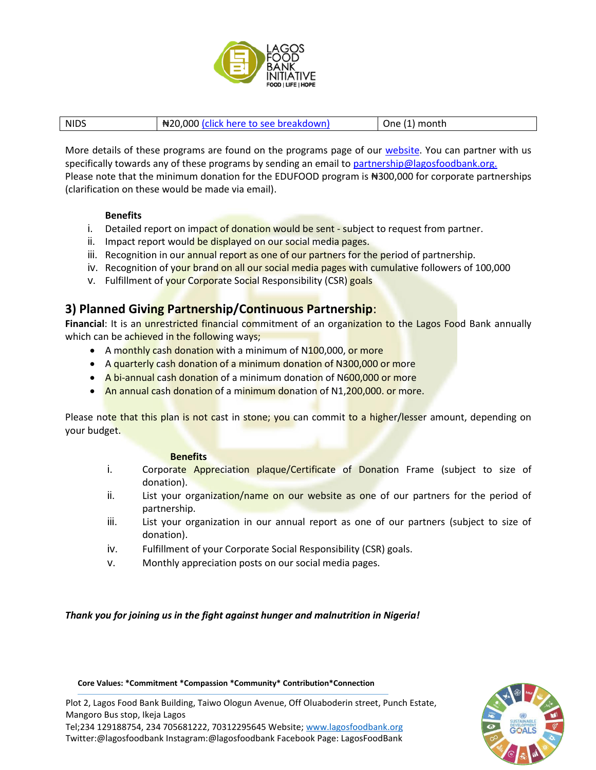| | | |
|---|---|---|
| NIDS | ₦20,000 (click here to see breakdown) | One (1) month |

More details of these programs are found on the programs page of our website. You can partner with us specifically towards any of these programs by sending an email to partnership@lagosfoodbank.org. Please note that the minimum donation for the EDUFOOD program is ₦300,000 for corporate partnerships (clarification on these would be made via email).

**Benefits**

i. Detailed report on impact of donation would be sent - subject to request from partner.
ii. Impact report would be displayed on our social media pages.
iii. Recognition in our annual report as one of our partners for the period of partnership.
iv. Recognition of your brand on all our social media pages with cumulative followers of 100,000
v. Fulfillment of your Corporate Social Responsibility (CSR) goals

## 3) Planned Giving Partnership/Continuous Partnership:

**Financial**: It is an unrestricted financial commitment of an organization to the Lagos Food Bank annually which can be achieved in the following ways;

- A monthly cash donation with a minimum of N100,000, or more
- A quarterly cash donation of a minimum donation of N300,000 or more
- A bi-annual cash donation of a minimum donation of N600,000 or more
- An annual cash donation of a minimum donation of N1,200,000. or more.

Please note that this plan is not cast in stone; you can commit to a higher/lesser amount, depending on your budget.

**Benefits**

i. Corporate Appreciation plaque/Certificate of Donation Frame (subject to size of donation).
ii. List your organization/name on our website as one of our partners for the period of partnership.
iii. List your organization in our annual report as one of our partners (subject to size of donation).
iv. Fulfillment of your Corporate Social Responsibility (CSR) goals.
v. Monthly appreciation posts on our social media pages.

***Thank you for joining us in the fight against hunger and malnutrition in Nigeria!***